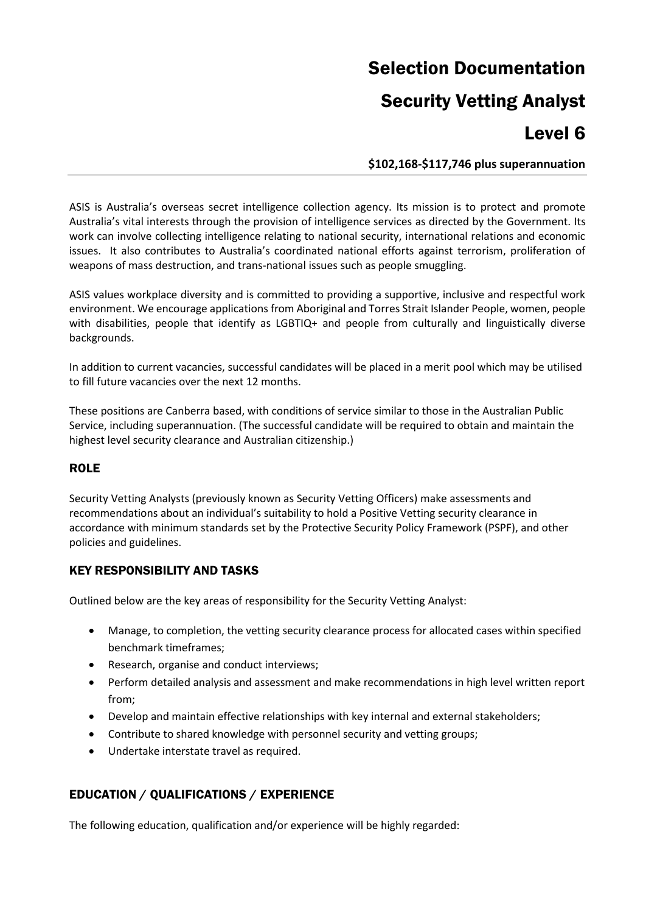# Selection Documentation

# Security Vetting Analyst

# Level 6

**$102,168-$117,746 plus superannuation**

---

ASIS is Australia's overseas secret intelligence collection agency. Its mission is to protect and promote Australia's vital interests through the provision of intelligence services as directed by the Government. Its work can involve collecting intelligence relating to national security, international relations and economic issues. It also contributes to Australia's coordinated national efforts against terrorism, proliferation of weapons of mass destruction, and trans-national issues such as people smuggling.

ASIS values workplace diversity and is committed to providing a supportive, inclusive and respectful work environment. We encourage applications from Aboriginal and Torres Strait Islander People, women, people with disabilities, people that identify as LGBTIQ+ and people from culturally and linguistically diverse backgrounds.

In addition to current vacancies, successful candidates will be placed in a merit pool which may be utilised to fill future vacancies over the next 12 months.

These positions are Canberra based, with conditions of service similar to those in the Australian Public Service, including superannuation. (The successful candidate will be required to obtain and maintain the highest level security clearance and Australian citizenship.)

## ROLE

Security Vetting Analysts (previously known as Security Vetting Officers) make assessments and recommendations about an individual's suitability to hold a Positive Vetting security clearance in accordance with minimum standards set by the Protective Security Policy Framework (PSPF), and other policies and guidelines.

## KEY RESPONSIBILITY AND TASKS

Outlined below are the key areas of responsibility for the Security Vetting Analyst:

- Manage, to completion, the vetting security clearance process for allocated cases within specified benchmark timeframes;
- Research, organise and conduct interviews;
- Perform detailed analysis and assessment and make recommendations in high level written report from;
- Develop and maintain effective relationships with key internal and external stakeholders;
- Contribute to shared knowledge with personnel security and vetting groups;
- Undertake interstate travel as required.

## EDUCATION / QUALIFICATIONS / EXPERIENCE

The following education, qualification and/or experience will be highly regarded: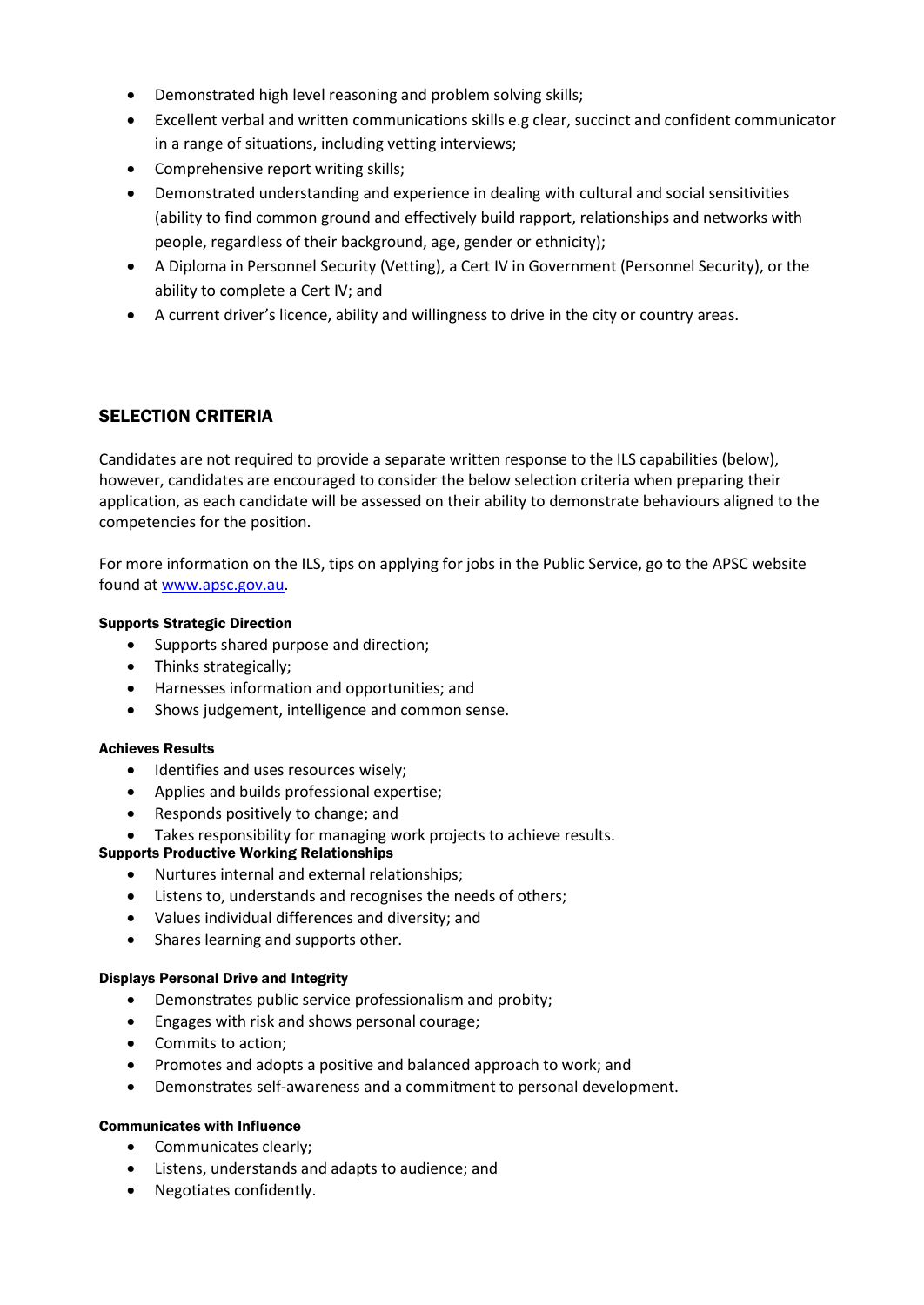- Demonstrated high level reasoning and problem solving skills;
- Excellent verbal and written communications skills e.g clear, succinct and confident communicator in a range of situations, including vetting interviews;
- Comprehensive report writing skills;
- Demonstrated understanding and experience in dealing with cultural and social sensitivities (ability to find common ground and effectively build rapport, relationships and networks with people, regardless of their background, age, gender or ethnicity);
- A Diploma in Personnel Security (Vetting), a Cert IV in Government (Personnel Security), or the ability to complete a Cert IV; and
- A current driver's licence, ability and willingness to drive in the city or country areas.

## SELECTION CRITERIA

Candidates are not required to provide a separate written response to the ILS capabilities (below), however, candidates are encouraged to consider the below selection criteria when preparing their application, as each candidate will be assessed on their ability to demonstrate behaviours aligned to the competencies for the position.

For more information on the ILS, tips on applying for jobs in the Public Service, go to the APSC website found at [www.apsc.gov.au](www.apsc.gov.au).

#### Supports Strategic Direction

- Supports shared purpose and direction;
- Thinks strategically;
- Harnesses information and opportunities; and
- Shows judgement, intelligence and common sense.

#### Achieves Results

- Identifies and uses resources wisely;
- Applies and builds professional expertise;
- Responds positively to change; and
- Takes responsibility for managing work projects to achieve results.

#### Supports Productive Working Relationships

- Nurtures internal and external relationships;
- Listens to, understands and recognises the needs of others;
- Values individual differences and diversity; and
- Shares learning and supports other.

#### Displays Personal Drive and Integrity

- Demonstrates public service professionalism and probity;
- Engages with risk and shows personal courage;
- Commits to action;
- Promotes and adopts a positive and balanced approach to work; and
- Demonstrates self-awareness and a commitment to personal development.

#### Communicates with Influence

- Communicates clearly;
- Listens, understands and adapts to audience; and
- Negotiates confidently.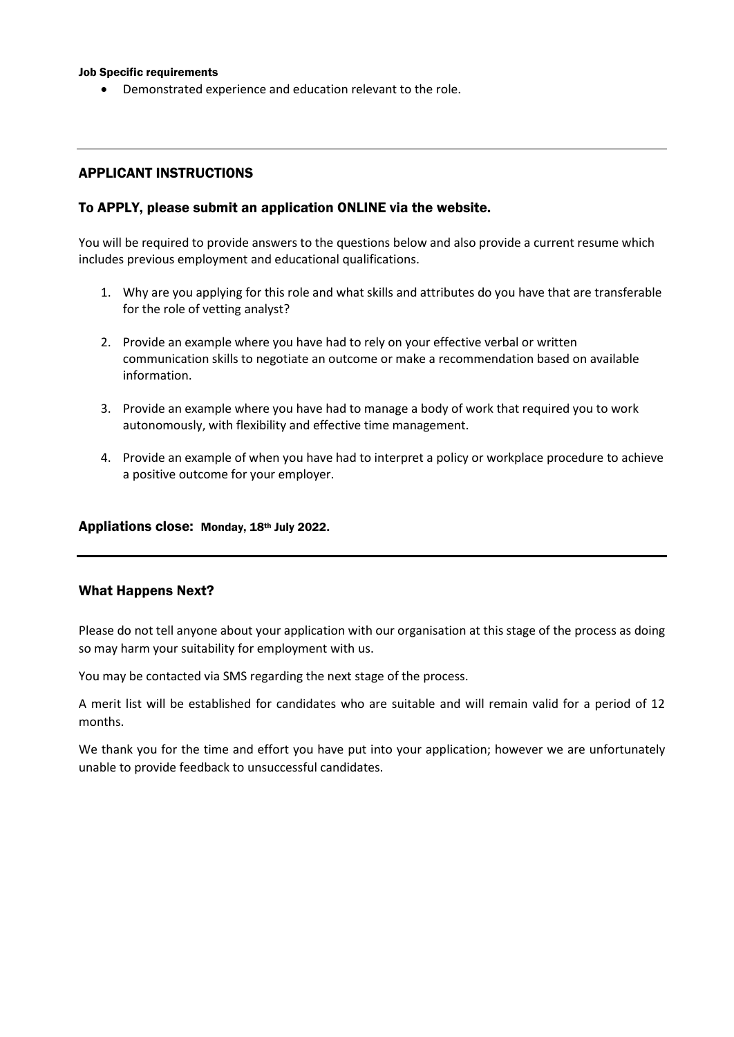**Job Specific requirements**

- Demonstrated experience and education relevant to the role.

---

## APPLICANT INSTRUCTIONS

### To APPLY, please submit an application ONLINE via the website.

You will be required to provide answers to the questions below and also provide a current resume which includes previous employment and educational qualifications.

1. Why are you applying for this role and what skills and attributes do you have that are transferable for the role of vetting analyst?
2. Provide an example where you have had to rely on your effective verbal or written communication skills to negotiate an outcome or make a recommendation based on available information.
3. Provide an example where you have had to manage a body of work that required you to work autonomously, with flexibility and effective time management.
4. Provide an example of when you have had to interpret a policy or workplace procedure to achieve a positive outcome for your employer.

**Appliations close: Monday, 18th July 2022.**

---

## What Happens Next?

Please do not tell anyone about your application with our organisation at this stage of the process as doing so may harm your suitability for employment with us.

You may be contacted via SMS regarding the next stage of the process.

A merit list will be established for candidates who are suitable and will remain valid for a period of 12 months.

We thank you for the time and effort you have put into your application; however we are unfortunately unable to provide feedback to unsuccessful candidates.